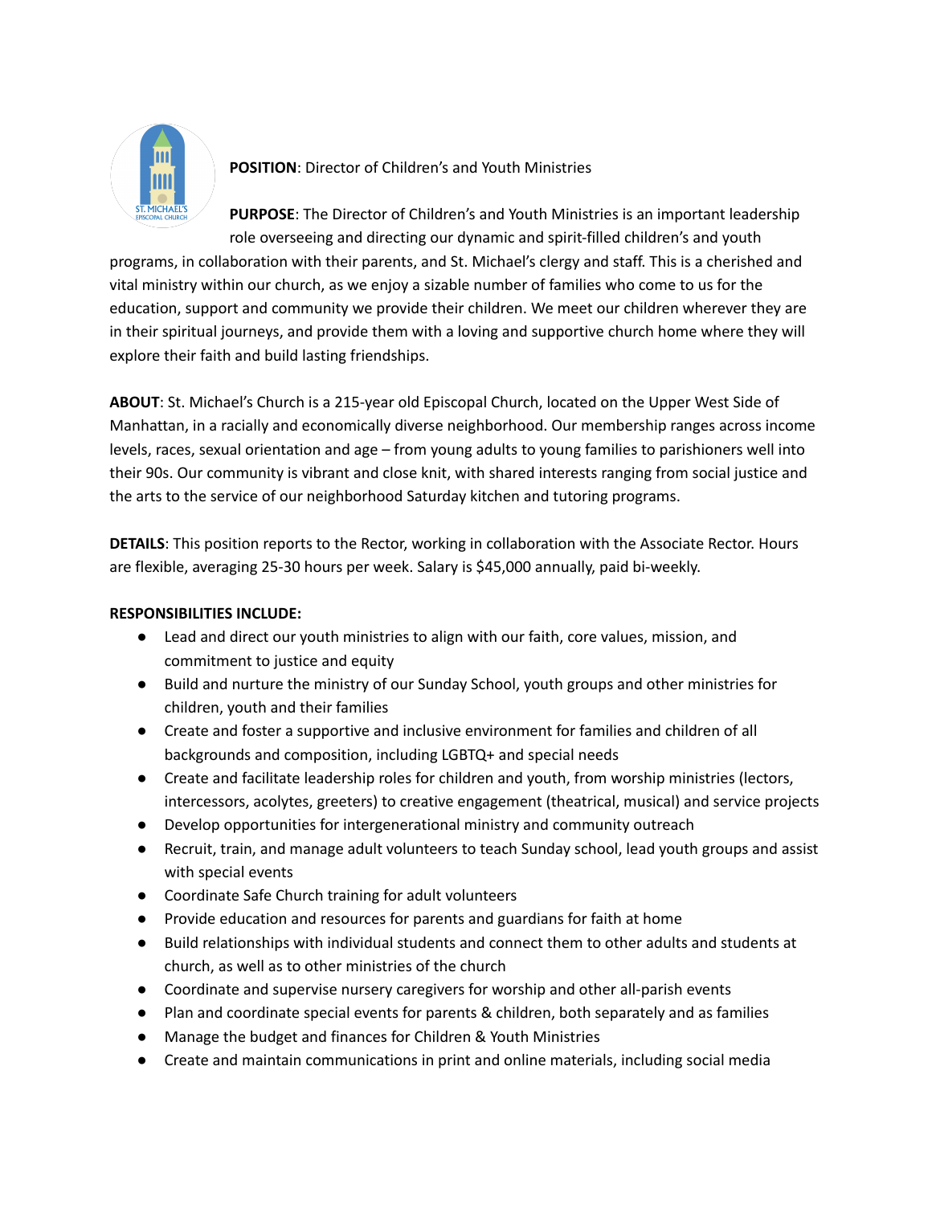**POSITION**: Director of Children's and Youth Ministries

**PURPOSE**: The Director of Children's and Youth Ministries is an important leadership role overseeing and directing our dynamic and spirit-filled children's and youth programs, in collaboration with their parents, and St. Michael's clergy and staff. This is a cherished and vital ministry within our church, as we enjoy a sizable number of families who come to us for the education, support and community we provide their children. We meet our children wherever they are in their spiritual journeys, and provide them with a loving and supportive church home where they will explore their faith and build lasting friendships.

**ABOUT**: St. Michael's Church is a 215-year old Episcopal Church, located on the Upper West Side of Manhattan, in a racially and economically diverse neighborhood. Our membership ranges across income levels, races, sexual orientation and age – from young adults to young families to parishioners well into their 90s. Our community is vibrant and close knit, with shared interests ranging from social justice and the arts to the service of our neighborhood Saturday kitchen and tutoring programs.

**DETAILS**: This position reports to the Rector, working in collaboration with the Associate Rector. Hours are flexible, averaging 25-30 hours per week. Salary is $45,000 annually, paid bi-weekly.

**RESPONSIBILITIES INCLUDE:**

- Lead and direct our youth ministries to align with our faith, core values, mission, and commitment to justice and equity
- Build and nurture the ministry of our Sunday School, youth groups and other ministries for children, youth and their families
- Create and foster a supportive and inclusive environment for families and children of all backgrounds and composition, including LGBTQ+ and special needs
- Create and facilitate leadership roles for children and youth, from worship ministries (lectors, intercessors, acolytes, greeters) to creative engagement (theatrical, musical) and service projects
- Develop opportunities for intergenerational ministry and community outreach
- Recruit, train, and manage adult volunteers to teach Sunday school, lead youth groups and assist with special events
- Coordinate Safe Church training for adult volunteers
- Provide education and resources for parents and guardians for faith at home
- Build relationships with individual students and connect them to other adults and students at church, as well as to other ministries of the church
- Coordinate and supervise nursery caregivers for worship and other all-parish events
- Plan and coordinate special events for parents & children, both separately and as families
- Manage the budget and finances for Children & Youth Ministries
- Create and maintain communications in print and online materials, including social media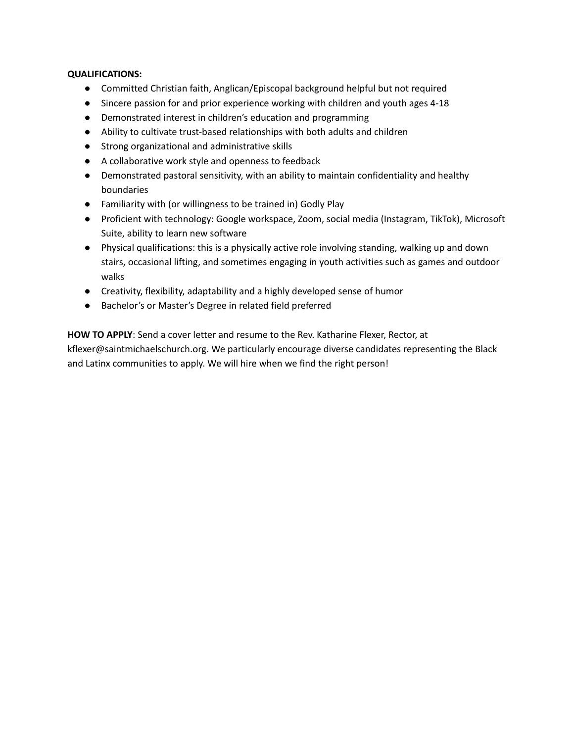**QUALIFICATIONS:**

- Committed Christian faith, Anglican/Episcopal background helpful but not required
- Sincere passion for and prior experience working with children and youth ages 4-18
- Demonstrated interest in children's education and programming
- Ability to cultivate trust-based relationships with both adults and children
- Strong organizational and administrative skills
- A collaborative work style and openness to feedback
- Demonstrated pastoral sensitivity, with an ability to maintain confidentiality and healthy boundaries
- Familiarity with (or willingness to be trained in) Godly Play
- Proficient with technology: Google workspace, Zoom, social media (Instagram, TikTok), Microsoft Suite, ability to learn new software
- Physical qualifications: this is a physically active role involving standing, walking up and down stairs, occasional lifting, and sometimes engaging in youth activities such as games and outdoor walks
- Creativity, flexibility, adaptability and a highly developed sense of humor
- Bachelor's or Master's Degree in related field preferred

**HOW TO APPLY**: Send a cover letter and resume to the Rev. Katharine Flexer, Rector, at kflexer@saintmichaelschurch.org. We particularly encourage diverse candidates representing the Black and Latinx communities to apply. We will hire when we find the right person!